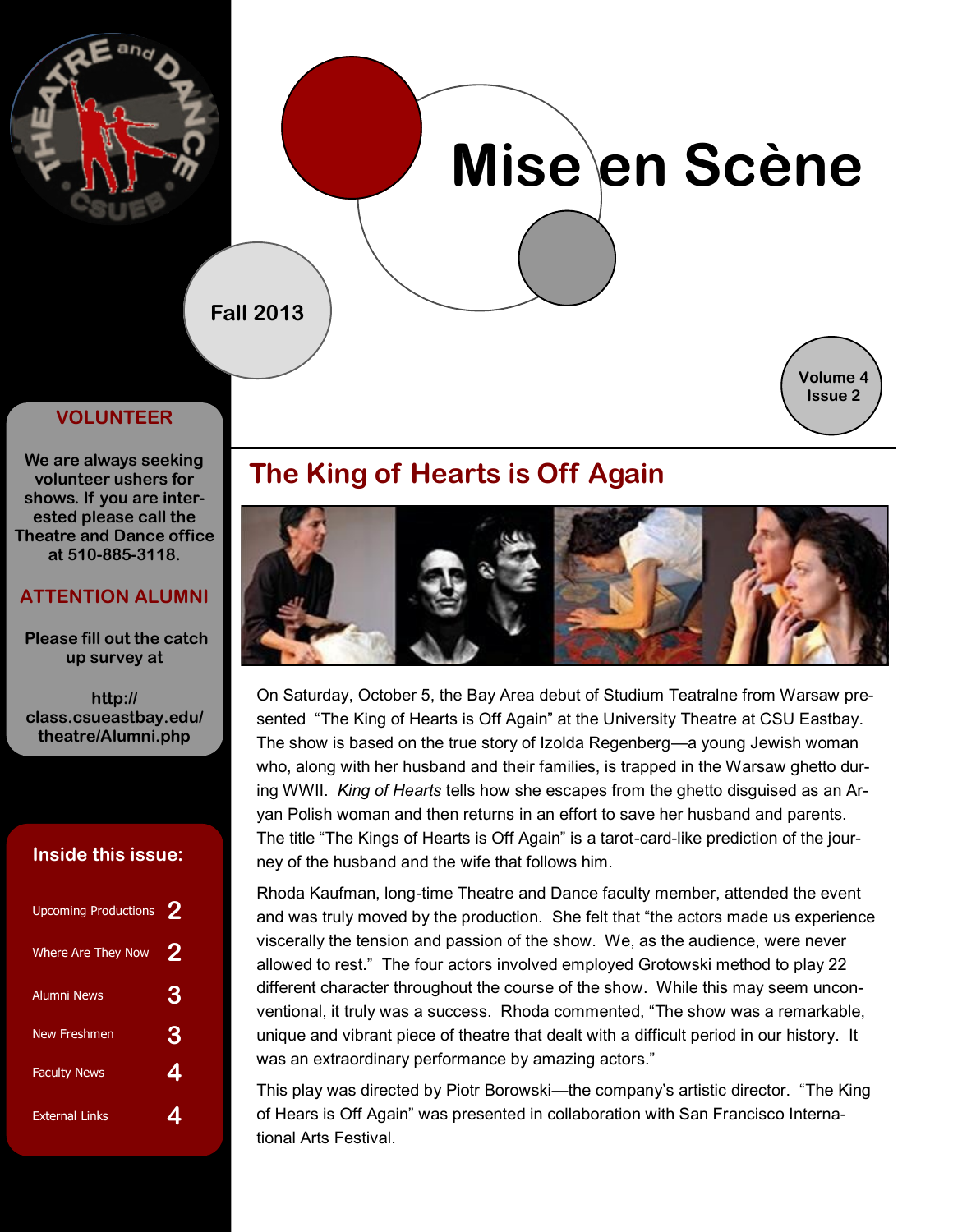# Mise en Scène

**Fall 2013**

**Volume 4 Issue 2**

## VOLUNTEER

**We are always seeking volunteer ushers for shows. If you are interested please call the Theatre and Dance office at 510-885-3118.**

## ATTENTION ALUMNI

**Please fill out the catch up survey at**

**http://class.csueastbay.edu/theatre/Alumni.php**

## Inside this issue:

| | |
|---|---|
| Upcoming Productions | 2 |
| Where Are They Now | 2 |
| Alumni News | 3 |
| New Freshmen | 3 |
| Faculty News | 4 |
| External Links | 4 |

## The King of Hearts is Off Again

On Saturday, October 5, the Bay Area debut of Studium Teatralne from Warsaw presented "The King of Hearts is Off Again" at the University Theatre at CSU Eastbay. The show is based on the true story of Izolda Regenberg—a young Jewish woman who, along with her husband and their families, is trapped in the Warsaw ghetto during WWII. *King of Hearts* tells how she escapes from the ghetto disguised as an Aryan Polish woman and then returns in an effort to save her husband and parents. The title "The Kings of Hearts is Off Again" is a tarot-card-like prediction of the journey of the husband and the wife that follows him.

Rhoda Kaufman, long-time Theatre and Dance faculty member, attended the event and was truly moved by the production. She felt that "the actors made us experience viscerally the tension and passion of the show. We, as the audience, were never allowed to rest." The four actors involved employed Grotowski method to play 22 different character throughout the course of the show. While this may seem unconventional, it truly was a success. Rhoda commented, "The show was a remarkable, unique and vibrant piece of theatre that dealt with a difficult period in our history. It was an extraordinary performance by amazing actors."

This play was directed by Piotr Borowski—the company's artistic director. "The King of Hears is Off Again" was presented in collaboration with San Francisco International Arts Festival.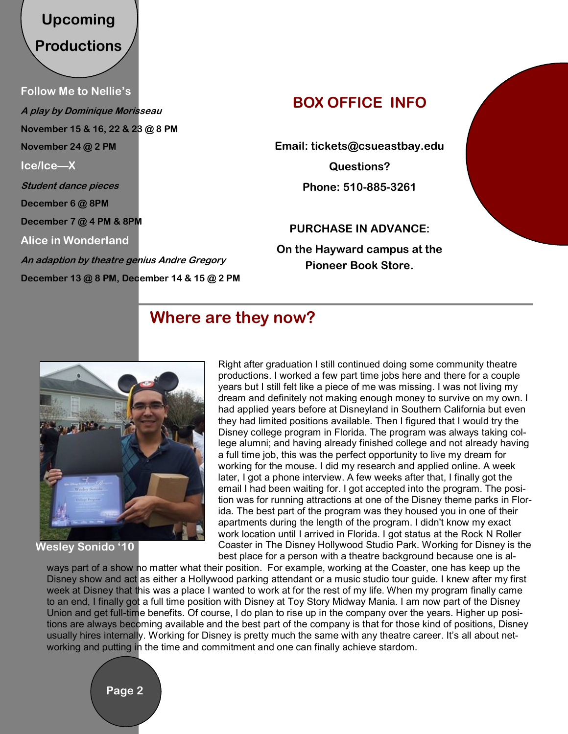## Upcoming Productions

**Follow Me to Nellie's**

***A play by Dominique Morisseau***

**November 15 & 16, 22 & 23 @ 8 PM**

**November 24 @ 2 PM**

**Ice/Ice—X**

***Student dance pieces***

**December 6 @ 8PM**

**December 7 @ 4 PM & 8PM**

**Alice in Wonderland**

***An adaption by theatre genius Andre Gregory***

**December 13 @ 8 PM, December 14 & 15 @ 2 PM**

## BOX OFFICE INFO

**Email: tickets@csueastbay.edu**

**Questions?**

**Phone: 510-885-3261**

**PURCHASE IN ADVANCE:**

**On the Hayward campus at the Pioneer Book Store.**

## Where are they now?

**Wesley Sonido '10**

Right after graduation I still continued doing some community theatre productions. I worked a few part time jobs here and there for a couple years but I still felt like a piece of me was missing. I was not living my dream and definitely not making enough money to survive on my own. I had applied years before at Disneyland in Southern California but even they had limited positions available. Then I figured that I would try the Disney college program in Florida. The program was always taking college alumni; and having already finished college and not already having a full time job, this was the perfect opportunity to live my dream for working for the mouse. I did my research and applied online. A week later, I got a phone interview. A few weeks after that, I finally got the email I had been waiting for. I got accepted into the program. The position was for running attractions at one of the Disney theme parks in Florida. The best part of the program was they housed you in one of their apartments during the length of the program. I didn't know my exact work location until I arrived in Florida. I got status at the Rock N Roller Coaster in The Disney Hollywood Studio Park. Working for Disney is the best place for a person with a theatre background because one is always part of a show no matter what their position. For example, working at the Coaster, one has keep up the Disney show and act as either a Hollywood parking attendant or a music studio tour guide. I knew after my first week at Disney that this was a place I wanted to work at for the rest of my life. When my program finally came to an end, I finally got a full time position with Disney at Toy Story Midway Mania. I am now part of the Disney Union and get full-time benefits. Of course, I do plan to rise up in the company over the years. Higher up positions are always becoming available and the best part of the company is that for those kind of positions, Disney usually hires internally. Working for Disney is pretty much the same with any theatre career. It's all about networking and putting in the time and commitment and one can finally achieve stardom.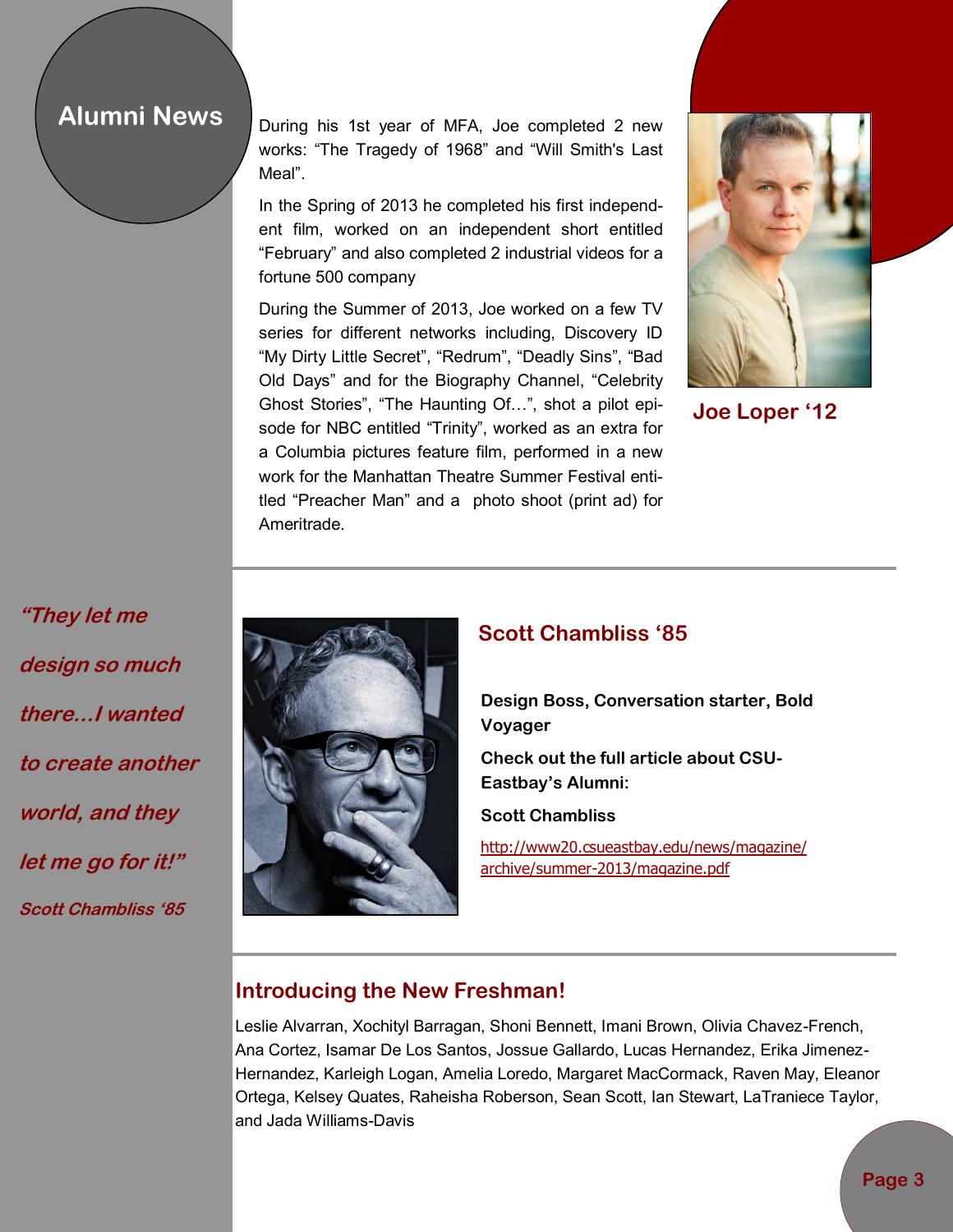## Alumni News

During his 1st year of MFA, Joe completed 2 new works: "The Tragedy of 1968" and "Will Smith's Last Meal".

In the Spring of 2013 he completed his first independent film, worked on an independent short entitled "February" and also completed 2 industrial videos for a fortune 500 company

During the Summer of 2013, Joe worked on a few TV series for different networks including, Discovery ID "My Dirty Little Secret", "Redrum", "Deadly Sins", "Bad Old Days" and for the Biography Channel, "Celebrity Ghost Stories", "The Haunting Of…", shot a pilot episode for NBC entitled "Trinity", worked as an extra for a Columbia pictures feature film, performed in a new work for the Manhattan Theatre Summer Festival entitled "Preacher Man" and a photo shoot (print ad) for Ameritrade.

**Joe Loper '12**

***"They let me design so much there…I wanted to create another world, and they let me go for it!"***

***Scott Chambliss '85***

### Scott Chambliss '85

**Design Boss, Conversation starter, Bold Voyager**

**Check out the full article about CSU-Eastbay's Alumni:**

**Scott Chambliss**

http://www20.csueastbay.edu/news/magazine/archive/summer-2013/magazine.pdf

### Introducing the New Freshman!

Leslie Alvarran, Xochityl Barragan, Shoni Bennett, Imani Brown, Olivia Chavez-French, Ana Cortez, Isamar De Los Santos, Jossue Gallardo, Lucas Hernandez, Erika Jimenez-Hernandez, Karleigh Logan, Amelia Loredo, Margaret MacCormack, Raven May, Eleanor Ortega, Kelsey Quates, Raheisha Roberson, Sean Scott, Ian Stewart, LaTraniece Taylor, and Jada Williams-Davis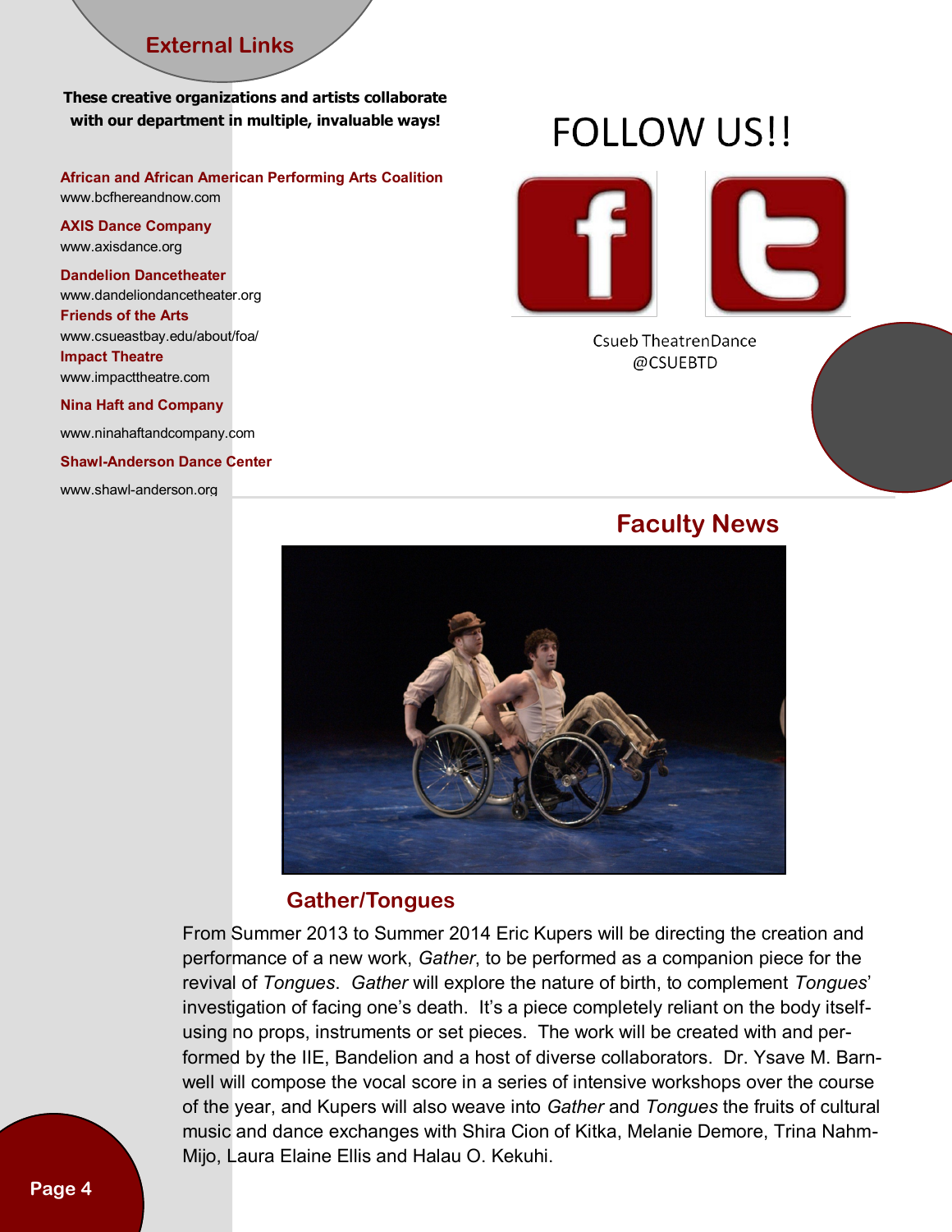## External Links

**These creative organizations and artists collaborate with our department in multiple, invaluable ways!**

**African and African American Performing Arts Coalition**
www.bcfhereandnow.com

**AXIS Dance Company**
www.axisdance.org

**Dandelion Dancetheater**
www.dandeliondancetheater.org

**Friends of the Arts**
www.csueastbay.edu/about/foa/

**Impact Theatre**
www.impacttheatre.com

**Nina Haft and Company**
www.ninahaftandcompany.com

**Shawl-Anderson Dance Center**
www.shawl-anderson.org

# FOLLOW US!!

Csueb TheatrenDance
@CSUEBTD

## Faculty News

### Gather/Tongues

From Summer 2013 to Summer 2014 Eric Kupers will be directing the creation and performance of a new work, *Gather*, to be performed as a companion piece for the revival of *Tongues*. *Gather* will explore the nature of birth, to complement *Tongues*' investigation of facing one's death. It's a piece completely reliant on the body itself- using no props, instruments or set pieces. The work will be created with and performed by the IIE, Bandelion and a host of diverse collaborators. Dr. Ysave M. Barnwell will compose the vocal score in a series of intensive workshops over the course of the year, and Kupers will also weave into *Gather* and *Tongues* the fruits of cultural music and dance exchanges with Shira Cion of Kitka, Melanie Demore, Trina Nahm-Mijo, Laura Elaine Ellis and Halau O. Kekuhi.